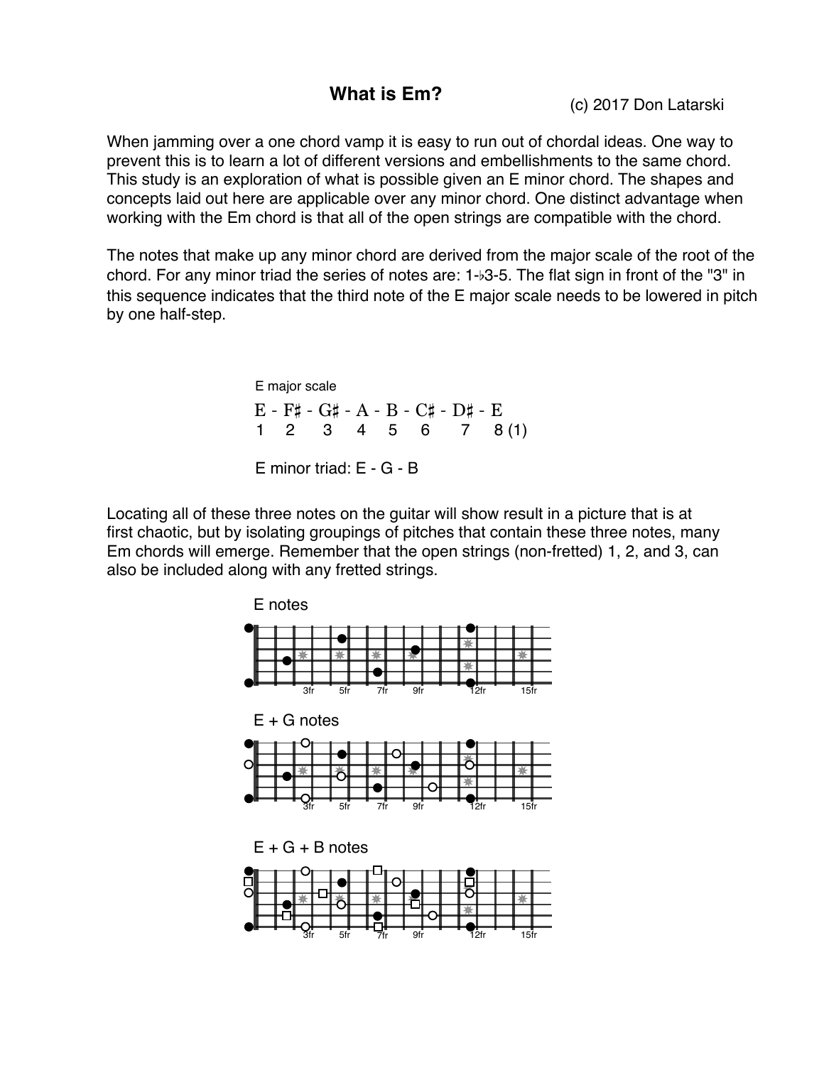# What is Em?

(c) 2017 Don Latarski

When jamming over a one chord vamp it is easy to run out of chordal ideas. One way to prevent this is to learn a lot of different versions and embellishments to the same chord. This study is an exploration of what is possible given an E minor chord. The shapes and concepts laid out here are applicable over any minor chord. One distinct advantage when working with the Em chord is that all of the open strings are compatible with the chord.

The notes that make up any minor chord are derived from the major scale of the root of the chord. For any minor triad the series of notes are: 1-♭3-5. The flat sign in front of the "3" in this sequence indicates that the third note of the E major scale needs to be lowered in pitch by one half-step.

E major scale

E - F♯ - G♯ - A - B - C♯ - D♯ - E
1   2   3   4   5   6   7   8 (1)

E minor triad: E - G - B

Locating all of these three notes on the guitar will show result in a picture that is at first chaotic, but by isolating groupings of pitches that contain these three notes, many Em chords will emerge. Remember that the open strings (non-fretted) 1, 2, and 3, can also be included along with any fretted strings.

E notes

3fr 5fr 7fr 9fr 12fr 15fr

E + G notes

3fr 5fr 7fr 9fr 12fr 15fr

E + G + B notes

3fr 5fr 7fr 9fr 12fr 15fr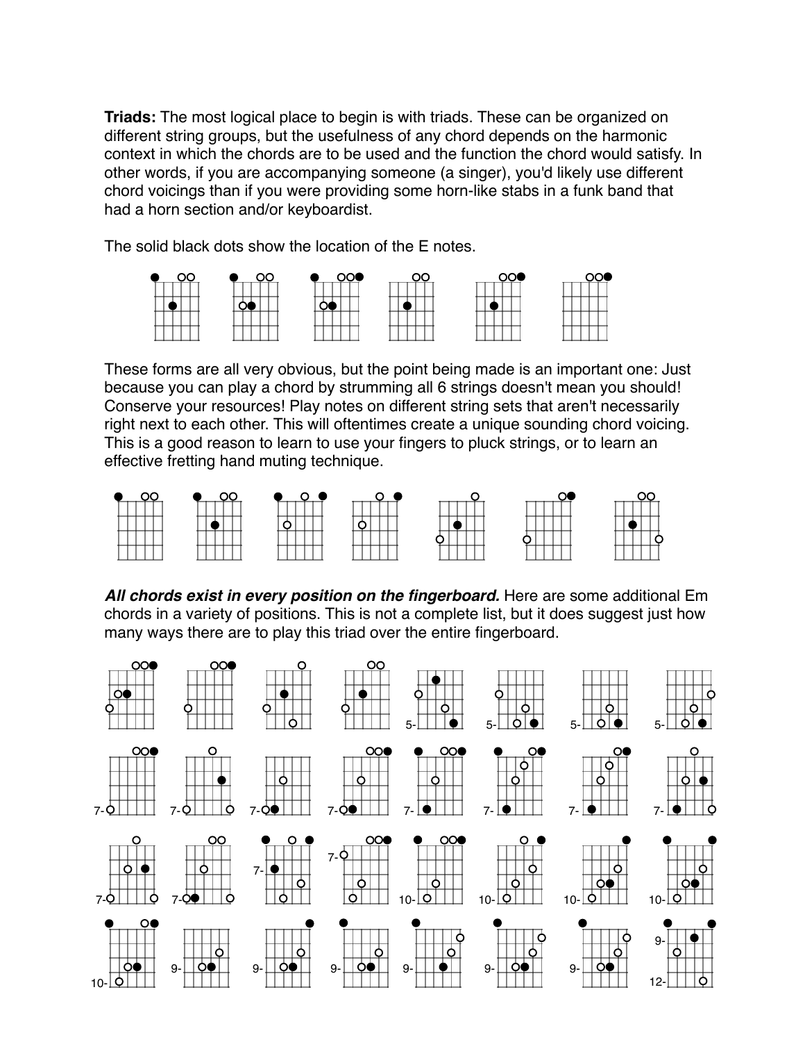**Triads:** The most logical place to begin is with triads. These can be organized on different string groups, but the usefulness of any chord depends on the harmonic context in which the chords are to be used and the function the chord would satisfy. In other words, if you are accompanying someone (a singer), you'd likely use different chord voicings than if you were providing some horn-like stabs in a funk band that had a horn section and/or keyboardist.

The solid black dots show the location of the E notes.

These forms are all very obvious, but the point being made is an important one: Just because you can play a chord by strumming all 6 strings doesn't mean you should! Conserve your resources! Play notes on different string sets that aren't necessarily right next to each other. This will oftentimes create a unique sounding chord voicing. This is a good reason to learn to use your fingers to pluck strings, or to learn an effective fretting hand muting technique.

***All chords exist in every position on the fingerboard.*** Here are some additional Em chords in a variety of positions. This is not a complete list, but it does suggest just how many ways there are to play this triad over the entire fingerboard.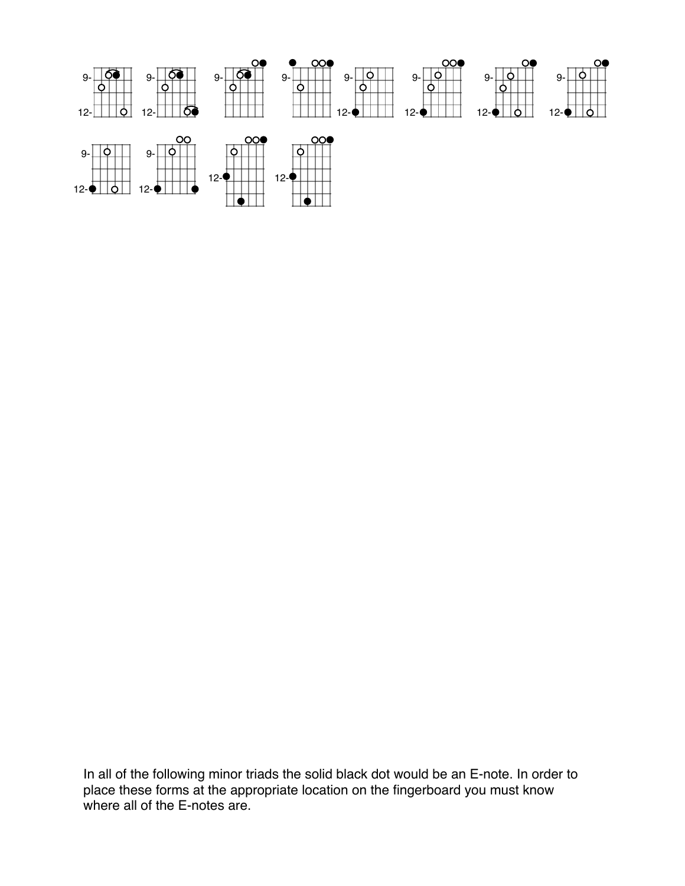In all of the following minor triads the solid black dot would be an E-note. In order to place these forms at the appropriate location on the fingerboard you must know where all of the E-notes are.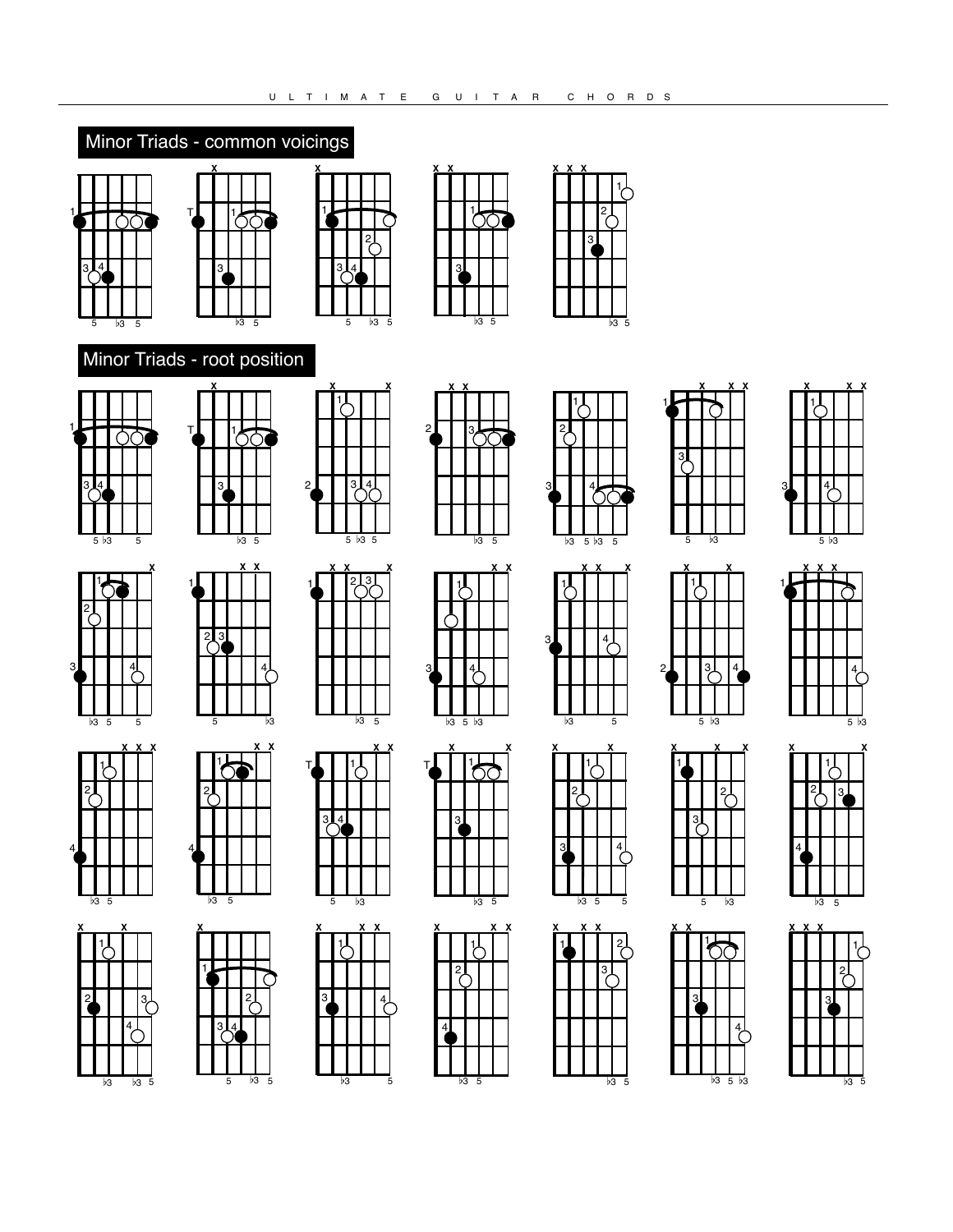## Minor Triads - common voicings

## Minor Triads - root position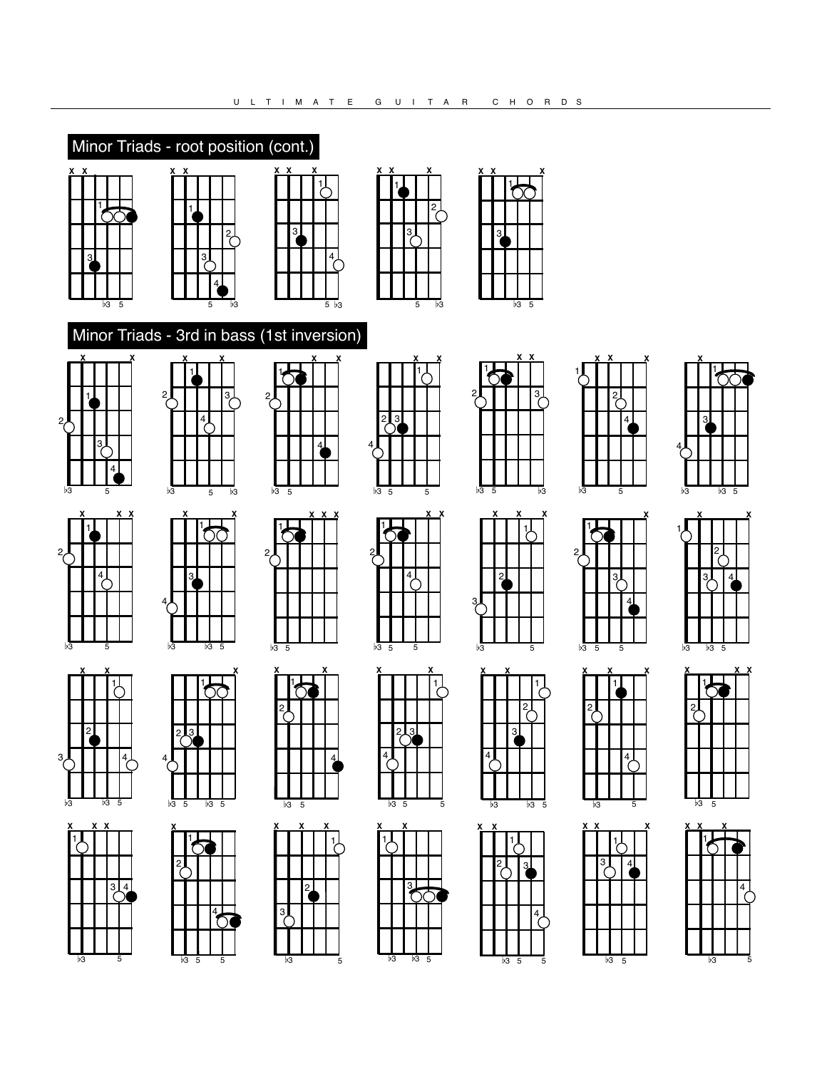## Minor Triads - root position (cont.)

## Minor Triads - 3rd in bass (1st inversion)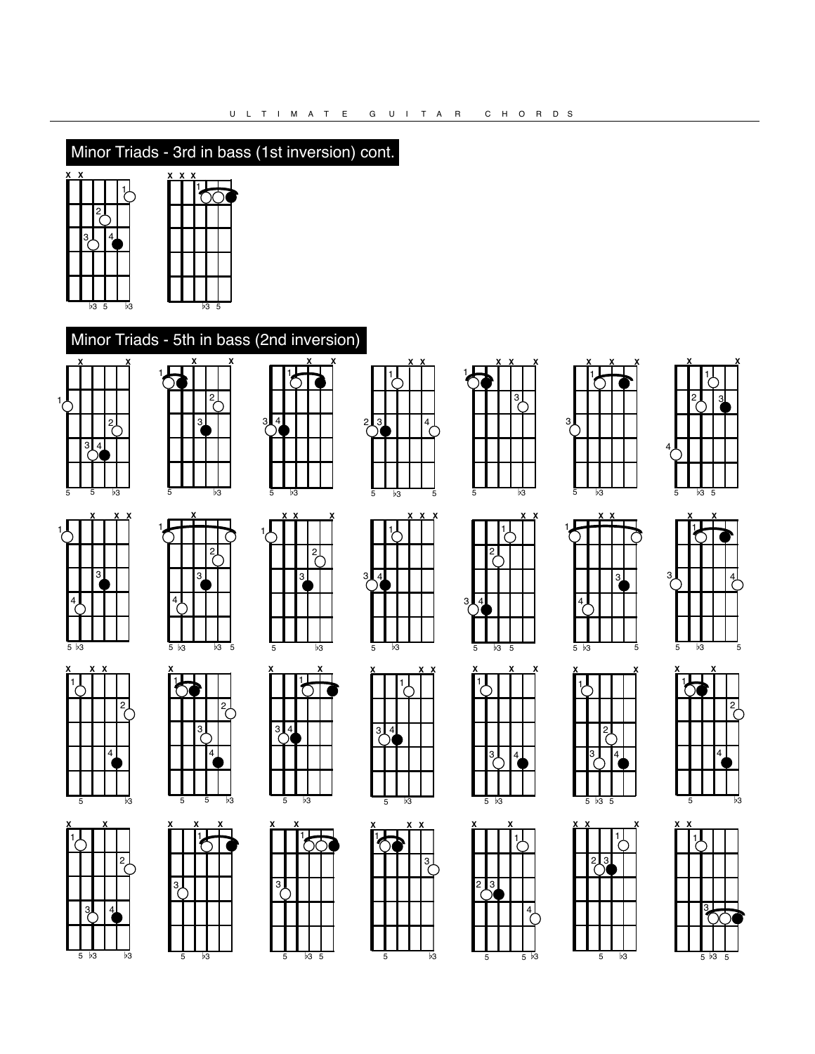## Minor Triads - 3rd in bass (1st inversion) cont.

## Minor Triads - 5th in bass (2nd inversion)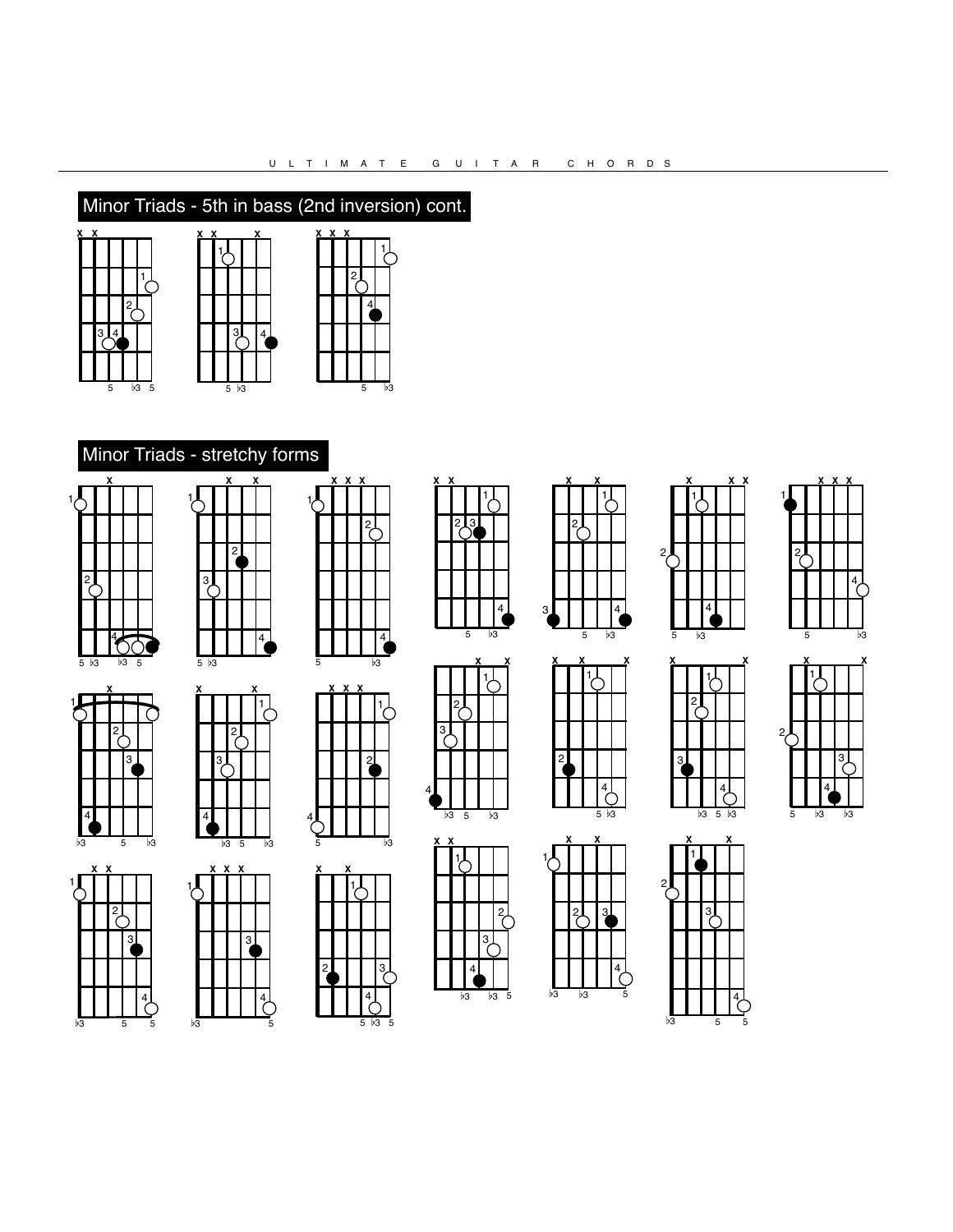## Minor Triads - 5th in bass (2nd inversion) cont.

x x
5 ♭3 5

x x x
5 ♭3

x x x
5 ♭3

## Minor Triads - stretchy forms

x
5 ♭3 ♭3 5

x x
5 ♭3

x x x
5 ♭3

x x
5 ♭3

x x
5 ♭3

x x x
5 ♭3

x x x
5 ♭3

x
♭3 5 ♭3

x x
♭3 5 ♭3

x x x
5 ♭3

x x
♭3 5 ♭3

x x x
5 ♭3

x x
♭3 5 ♭3

x x
5 ♭3 ♭3

x x
♭3 5 5

x x x
♭3 5

x x
5 ♭3 5

x x
♭3 ♭3 5

♭3 ♭3 5

x x
♭3 5 5